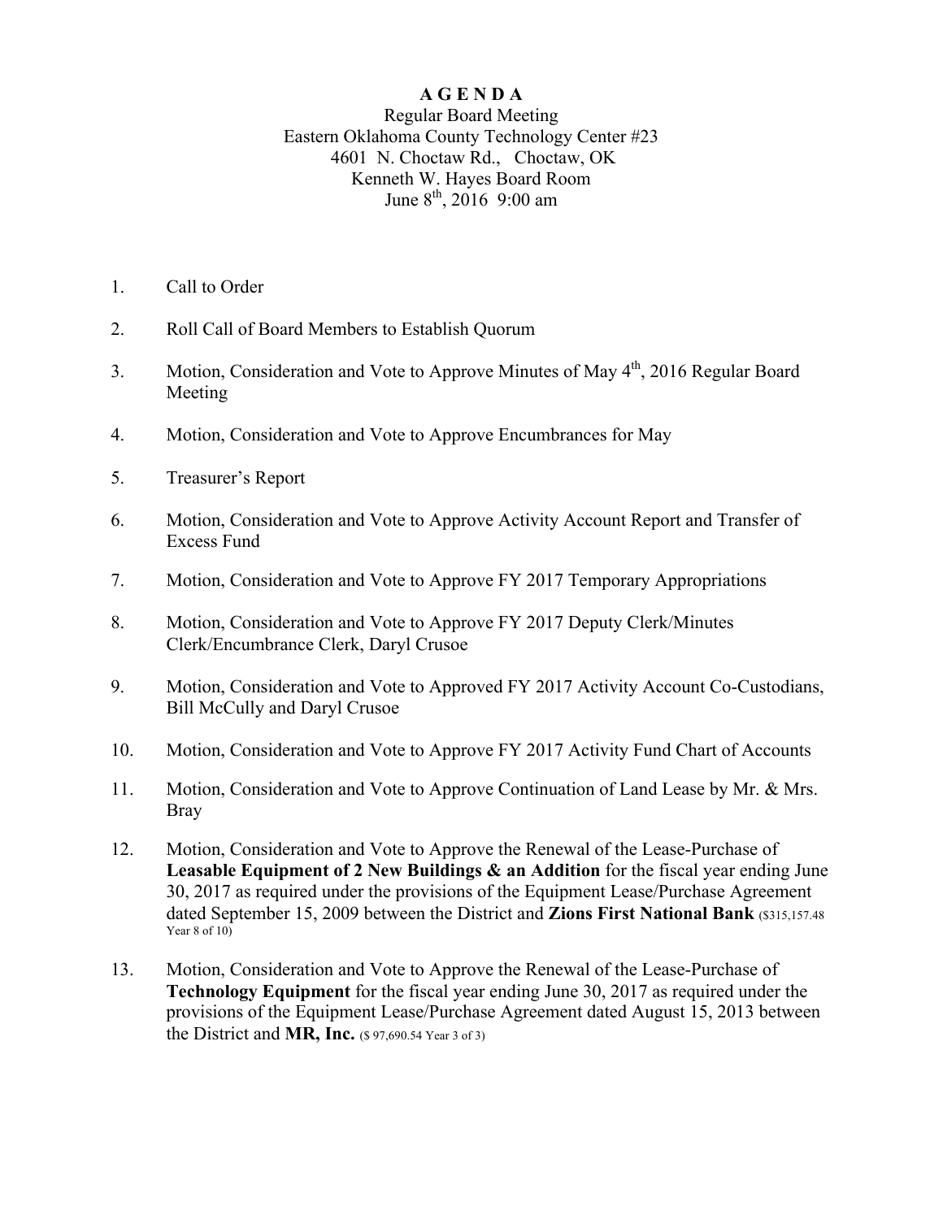# A G E N D A

Regular Board Meeting
Eastern Oklahoma County Technology Center #23
4601 N. Choctaw Rd., Choctaw, OK
Kenneth W. Hayes Board Room
June 8th, 2016 9:00 am

1. Call to Order
2. Roll Call of Board Members to Establish Quorum
3. Motion, Consideration and Vote to Approve Minutes of May 4th, 2016 Regular Board Meeting
4. Motion, Consideration and Vote to Approve Encumbrances for May
5. Treasurer's Report
6. Motion, Consideration and Vote to Approve Activity Account Report and Transfer of Excess Fund
7. Motion, Consideration and Vote to Approve FY 2017 Temporary Appropriations
8. Motion, Consideration and Vote to Approve FY 2017 Deputy Clerk/Minutes Clerk/Encumbrance Clerk, Daryl Crusoe
9. Motion, Consideration and Vote to Approved FY 2017 Activity Account Co-Custodians, Bill McCully and Daryl Crusoe
10. Motion, Consideration and Vote to Approve FY 2017 Activity Fund Chart of Accounts
11. Motion, Consideration and Vote to Approve Continuation of Land Lease by Mr. & Mrs. Bray
12. Motion, Consideration and Vote to Approve the Renewal of the Lease-Purchase of **Leasable Equipment of 2 New Buildings & an Addition** for the fiscal year ending June 30, 2017 as required under the provisions of the Equipment Lease/Purchase Agreement dated September 15, 2009 between the District and **Zions First National Bank** ($315,157.48 Year 8 of 10)
13. Motion, Consideration and Vote to Approve the Renewal of the Lease-Purchase of **Technology Equipment** for the fiscal year ending June 30, 2017 as required under the provisions of the Equipment Lease/Purchase Agreement dated August 15, 2013 between the District and **MR, Inc.** ($ 97,690.54 Year 3 of 3)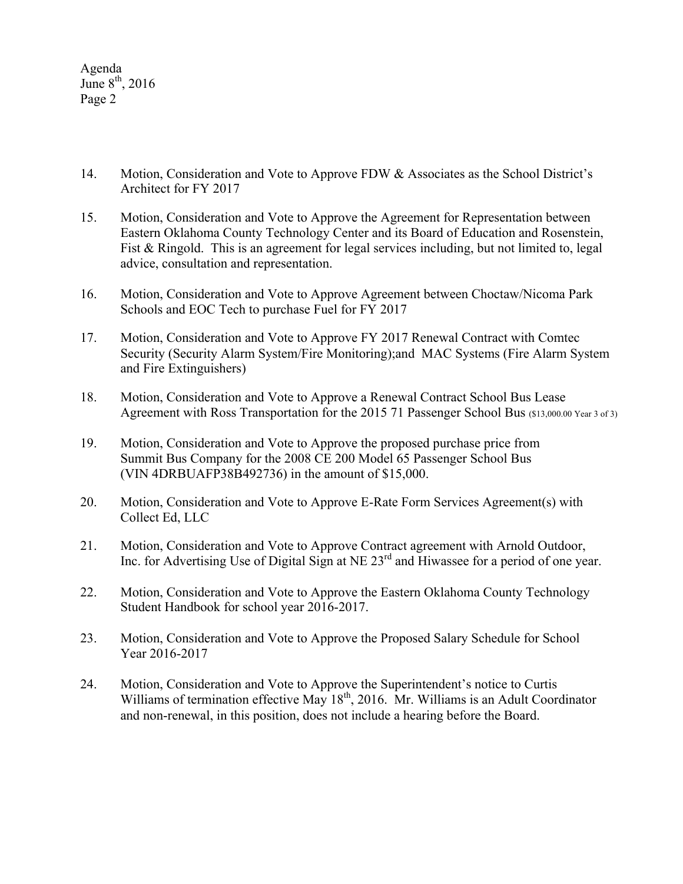14. Motion, Consideration and Vote to Approve FDW & Associates as the School District's Architect for FY 2017

15. Motion, Consideration and Vote to Approve the Agreement for Representation between Eastern Oklahoma County Technology Center and its Board of Education and Rosenstein, Fist & Ringold. This is an agreement for legal services including, but not limited to, legal advice, consultation and representation.

16. Motion, Consideration and Vote to Approve Agreement between Choctaw/Nicoma Park Schools and EOC Tech to purchase Fuel for FY 2017

17. Motion, Consideration and Vote to Approve FY 2017 Renewal Contract with Comtec Security (Security Alarm System/Fire Monitoring);and MAC Systems (Fire Alarm System and Fire Extinguishers)

18. Motion, Consideration and Vote to Approve a Renewal Contract School Bus Lease Agreement with Ross Transportation for the 2015 71 Passenger School Bus ($13,000.00 Year 3 of 3)

19. Motion, Consideration and Vote to Approve the proposed purchase price from Summit Bus Company for the 2008 CE 200 Model 65 Passenger School Bus (VIN 4DRBUAFP38B492736) in the amount of $15,000.

20. Motion, Consideration and Vote to Approve E-Rate Form Services Agreement(s) with Collect Ed, LLC

21. Motion, Consideration and Vote to Approve Contract agreement with Arnold Outdoor, Inc. for Advertising Use of Digital Sign at NE 23rd and Hiwassee for a period of one year.

22. Motion, Consideration and Vote to Approve the Eastern Oklahoma County Technology Student Handbook for school year 2016-2017.

23. Motion, Consideration and Vote to Approve the Proposed Salary Schedule for School Year 2016-2017

24. Motion, Consideration and Vote to Approve the Superintendent's notice to Curtis Williams of termination effective May 18th, 2016. Mr. Williams is an Adult Coordinator and non-renewal, in this position, does not include a hearing before the Board.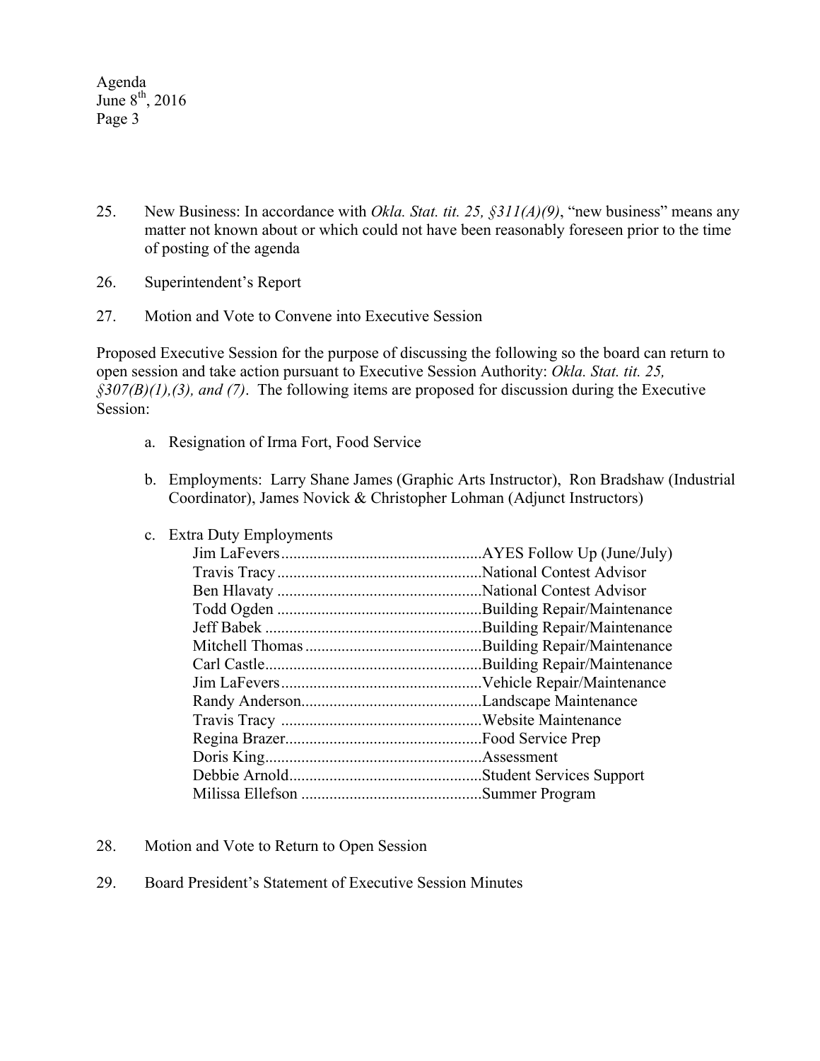25. New Business: In accordance with *Okla. Stat. tit. 25, §311(A)(9)*, "new business" means any matter not known about or which could not have been reasonably foreseen prior to the time of posting of the agenda

26. Superintendent's Report

27. Motion and Vote to Convene into Executive Session

Proposed Executive Session for the purpose of discussing the following so the board can return to open session and take action pursuant to Executive Session Authority: *Okla. Stat. tit. 25, §307(B)(1),(3), and (7)*. The following items are proposed for discussion during the Executive Session:

a. Resignation of Irma Fort, Food Service

b. Employments: Larry Shane James (Graphic Arts Instructor), Ron Bradshaw (Industrial Coordinator), James Novick & Christopher Lohman (Adjunct Instructors)

c. Extra Duty Employments

| | |
|---|---|
| Jim LaFevers | AYES Follow Up (June/July) |
| Travis Tracy | National Contest Advisor |
| Ben Hlavaty | National Contest Advisor |
| Todd Ogden | Building Repair/Maintenance |
| Jeff Babek | Building Repair/Maintenance |
| Mitchell Thomas | Building Repair/Maintenance |
| Carl Castle | Building Repair/Maintenance |
| Jim LaFevers | Vehicle Repair/Maintenance |
| Randy Anderson | Landscape Maintenance |
| Travis Tracy | Website Maintenance |
| Regina Brazer | Food Service Prep |
| Doris King | Assessment |
| Debbie Arnold | Student Services Support |
| Milissa Ellefson | Summer Program |

28. Motion and Vote to Return to Open Session

29. Board President's Statement of Executive Session Minutes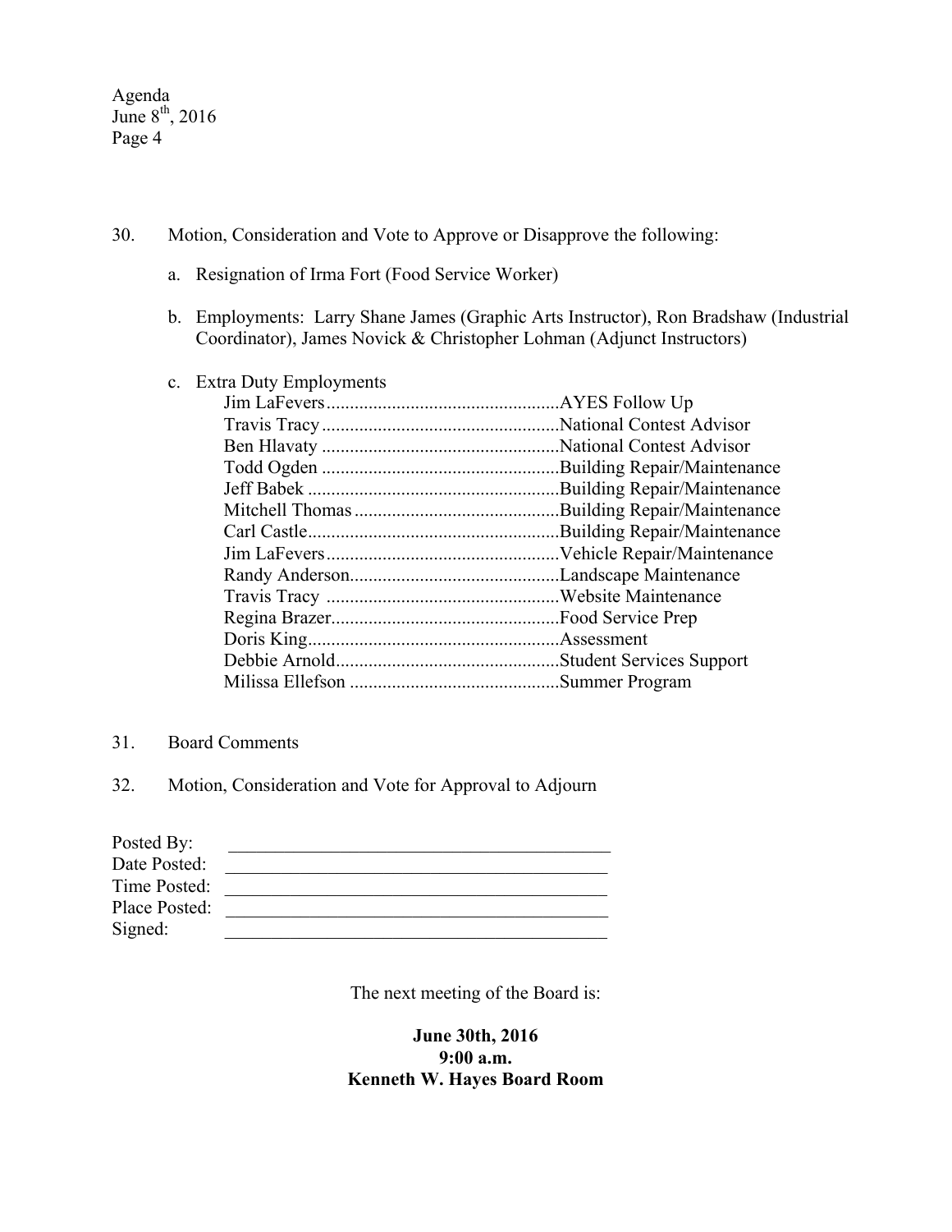30. Motion, Consideration and Vote to Approve or Disapprove the following:

    a. Resignation of Irma Fort (Food Service Worker)

    b. Employments: Larry Shane James (Graphic Arts Instructor), Ron Bradshaw (Industrial Coordinator), James Novick & Christopher Lohman (Adjunct Instructors)

    c. Extra Duty Employments

| | |
|---|---|
| Jim LaFevers | AYES Follow Up |
| Travis Tracy | National Contest Advisor |
| Ben Hlavaty | National Contest Advisor |
| Todd Ogden | Building Repair/Maintenance |
| Jeff Babek | Building Repair/Maintenance |
| Mitchell Thomas | Building Repair/Maintenance |
| Carl Castle | Building Repair/Maintenance |
| Jim LaFevers | Vehicle Repair/Maintenance |
| Randy Anderson | Landscape Maintenance |
| Travis Tracy | Website Maintenance |
| Regina Brazer | Food Service Prep |
| Doris King | Assessment |
| Debbie Arnold | Student Services Support |
| Milissa Ellefson | Summer Program |

31. Board Comments

32. Motion, Consideration and Vote for Approval to Adjourn

Posted By: \_\_\_\_\_\_\_\_\_\_\_\_\_\_\_\_\_\_\_\_\_\_\_\_\_\_\_\_\_\_\_\_\_\_\_\_\_\_\_\_

Date Posted: \_\_\_\_\_\_\_\_\_\_\_\_\_\_\_\_\_\_\_\_\_\_\_\_\_\_\_\_\_\_\_\_\_\_\_\_\_\_\_\_

Time Posted: \_\_\_\_\_\_\_\_\_\_\_\_\_\_\_\_\_\_\_\_\_\_\_\_\_\_\_\_\_\_\_\_\_\_\_\_\_\_\_\_

Place Posted: \_\_\_\_\_\_\_\_\_\_\_\_\_\_\_\_\_\_\_\_\_\_\_\_\_\_\_\_\_\_\_\_\_\_\_\_\_\_\_\_

Signed: \_\_\_\_\_\_\_\_\_\_\_\_\_\_\_\_\_\_\_\_\_\_\_\_\_\_\_\_\_\_\_\_\_\_\_\_\_\_\_\_

The next meeting of the Board is:

**June 30th, 2016**
**9:00 a.m.**
**Kenneth W. Hayes Board Room**